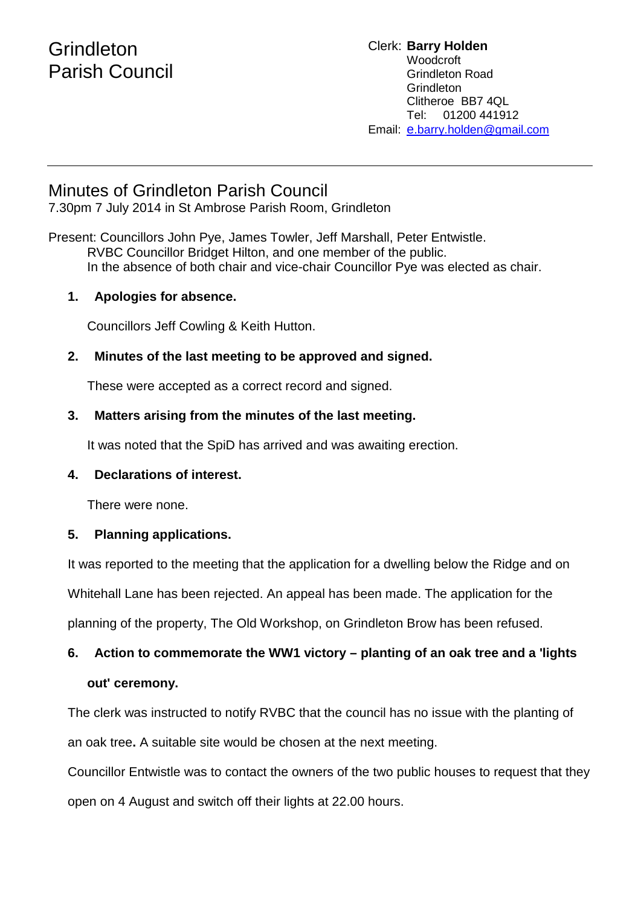# Grindleton Parish Council

Clerk: **Barry Holden**
Woodcroft
Grindleton Road
Grindleton
Clitheroe BB7 4QL
Tel: 01200 441912
Email: e.barry.holden@gmail.com

---

## Minutes of Grindleton Parish Council

7.30pm 7 July 2014 in St Ambrose Parish Room, Grindleton

Present: Councillors John Pye, James Towler, Jeff Marshall, Peter Entwistle.
RVBC Councillor Bridget Hilton, and one member of the public.
In the absence of both chair and vice-chair Councillor Pye was elected as chair.

**1. Apologies for absence.**

Councillors Jeff Cowling & Keith Hutton.

**2. Minutes of the last meeting to be approved and signed.**

These were accepted as a correct record and signed.

**3. Matters arising from the minutes of the last meeting.**

It was noted that the SpiD has arrived and was awaiting erection.

**4. Declarations of interest.**

There were none.

**5. Planning applications.**

It was reported to the meeting that the application for a dwelling below the Ridge and on Whitehall Lane has been rejected. An appeal has been made. The application for the planning of the property, The Old Workshop, on Grindleton Brow has been refused.

**6. Action to commemorate the WW1 victory – planting of an oak tree and a 'lights out' ceremony.**

The clerk was instructed to notify RVBC that the council has no issue with the planting of an oak tree**.** A suitable site would be chosen at the next meeting.

Councillor Entwistle was to contact the owners of the two public houses to request that they open on 4 August and switch off their lights at 22.00 hours.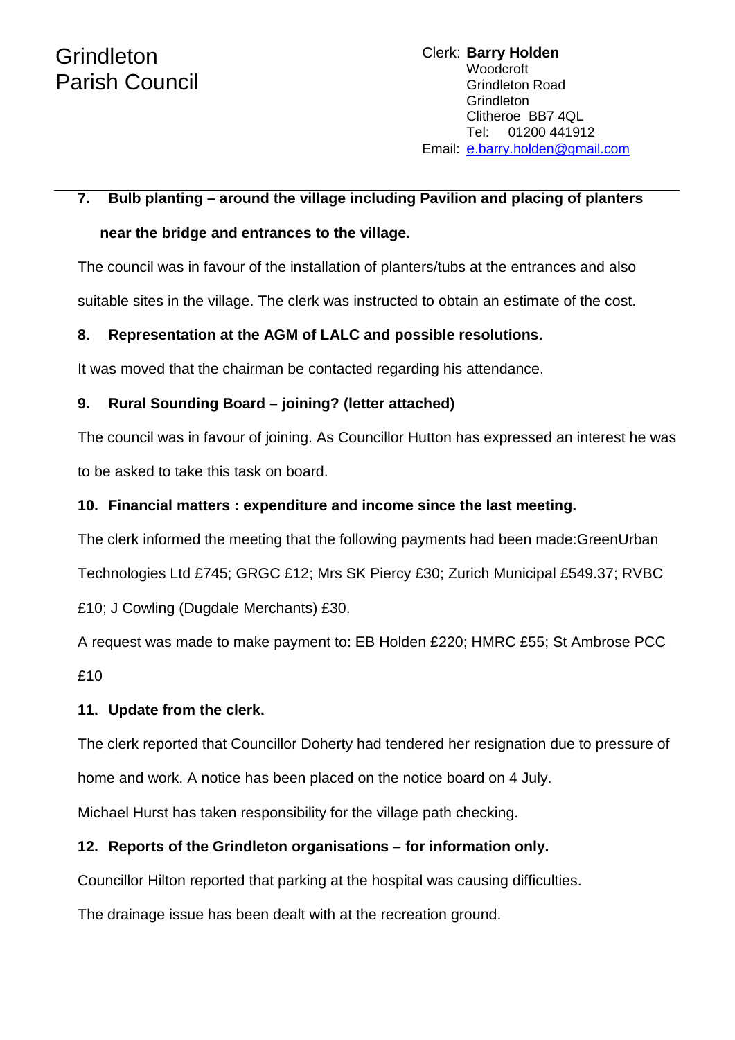# Grindleton Parish Council

Clerk: **Barry Holden**
Woodcroft
Grindleton Road
Grindleton
Clitheroe BB7 4QL
Tel: 01200 441912
Email: e.barry.holden@gmail.com

---

**7. Bulb planting – around the village including Pavilion and placing of planters near the bridge and entrances to the village.**

The council was in favour of the installation of planters/tubs at the entrances and also suitable sites in the village. The clerk was instructed to obtain an estimate of the cost.

**8. Representation at the AGM of LALC and possible resolutions.**

It was moved that the chairman be contacted regarding his attendance.

**9. Rural Sounding Board – joining? (letter attached)**

The council was in favour of joining. As Councillor Hutton has expressed an interest he was to be asked to take this task on board.

**10. Financial matters : expenditure and income since the last meeting.**

The clerk informed the meeting that the following payments had been made:GreenUrban Technologies Ltd £745; GRGC £12; Mrs SK Piercy £30; Zurich Municipal £549.37; RVBC £10; J Cowling (Dugdale Merchants) £30.

A request was made to make payment to: EB Holden £220; HMRC £55; St Ambrose PCC £10

**11. Update from the clerk.**

The clerk reported that Councillor Doherty had tendered her resignation due to pressure of home and work. A notice has been placed on the notice board on 4 July.

Michael Hurst has taken responsibility for the village path checking.

**12. Reports of the Grindleton organisations – for information only.**

Councillor Hilton reported that parking at the hospital was causing difficulties.

The drainage issue has been dealt with at the recreation ground.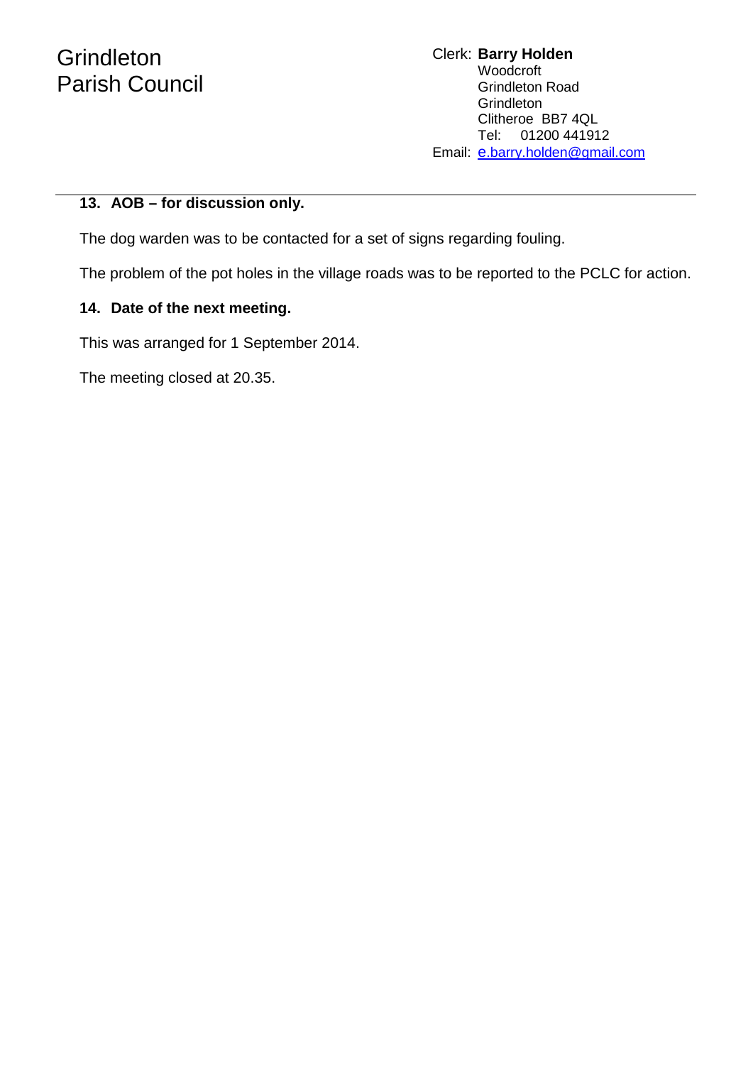**13. AOB – for discussion only.**

The dog warden was to be contacted for a set of signs regarding fouling.

The problem of the pot holes in the village roads was to be reported to the PCLC for action.

**14. Date of the next meeting.**

This was arranged for 1 September 2014.

The meeting closed at 20.35.